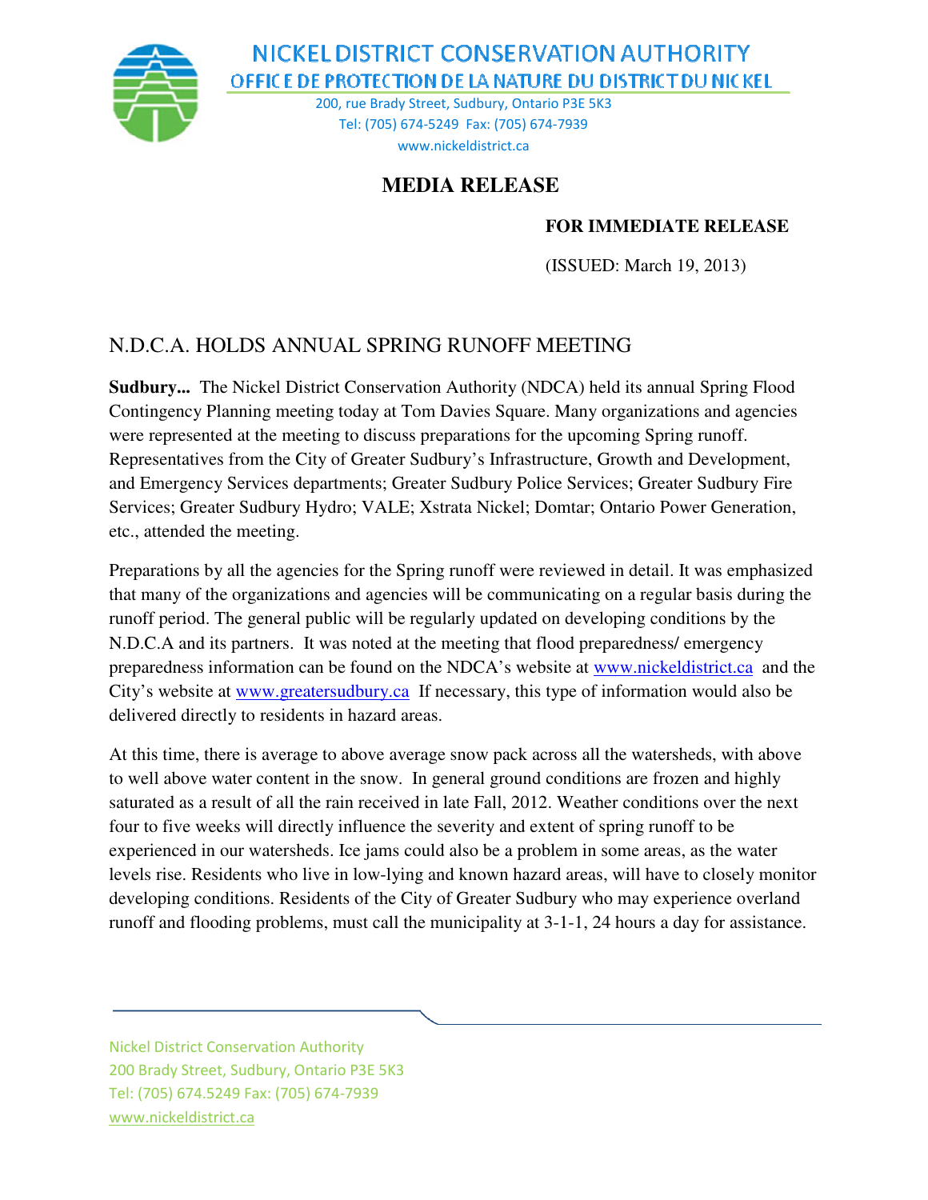# NICKEL DISTRICT CONSERVATION AUTHORITY

**OFFICE DE PROTECTION DE LA NATURE DU DISTRICT DU NICKEL**

200, rue Brady Street, Sudbury, Ontario P3E 5K3
Tel: (705) 674-5249 Fax: (705) 674-7939
www.nickeldistrict.ca

## MEDIA RELEASE

**FOR IMMEDIATE RELEASE**

(ISSUED: March 19, 2013)

## N.D.C.A. HOLDS ANNUAL SPRING RUNOFF MEETING

**Sudbury...** The Nickel District Conservation Authority (NDCA) held its annual Spring Flood Contingency Planning meeting today at Tom Davies Square. Many organizations and agencies were represented at the meeting to discuss preparations for the upcoming Spring runoff. Representatives from the City of Greater Sudbury's Infrastructure, Growth and Development, and Emergency Services departments; Greater Sudbury Police Services; Greater Sudbury Fire Services; Greater Sudbury Hydro; VALE; Xstrata Nickel; Domtar; Ontario Power Generation, etc., attended the meeting.

Preparations by all the agencies for the Spring runoff were reviewed in detail. It was emphasized that many of the organizations and agencies will be communicating on a regular basis during the runoff period. The general public will be regularly updated on developing conditions by the N.D.C.A and its partners. It was noted at the meeting that flood preparedness/ emergency preparedness information can be found on the NDCA's website at www.nickeldistrict.ca and the City's website at www.greatersudbury.ca If necessary, this type of information would also be delivered directly to residents in hazard areas.

At this time, there is average to above average snow pack across all the watersheds, with above to well above water content in the snow. In general ground conditions are frozen and highly saturated as a result of all the rain received in late Fall, 2012. Weather conditions over the next four to five weeks will directly influence the severity and extent of spring runoff to be experienced in our watersheds. Ice jams could also be a problem in some areas, as the water levels rise. Residents who live in low-lying and known hazard areas, will have to closely monitor developing conditions. Residents of the City of Greater Sudbury who may experience overland runoff and flooding problems, must call the municipality at 3-1-1, 24 hours a day for assistance.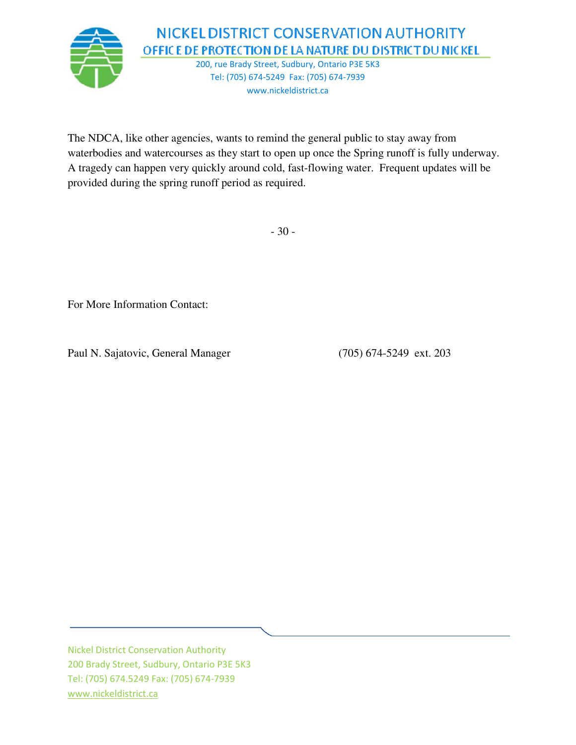The NDCA, like other agencies, wants to remind the general public to stay away from waterbodies and watercourses as they start to open up once the Spring runoff is fully underway. A tragedy can happen very quickly around cold, fast-flowing water. Frequent updates will be provided during the spring runoff period as required.

- 30 -

For More Information Contact:

Paul N. Sajatovic, General Manager (705) 674-5249 ext. 203